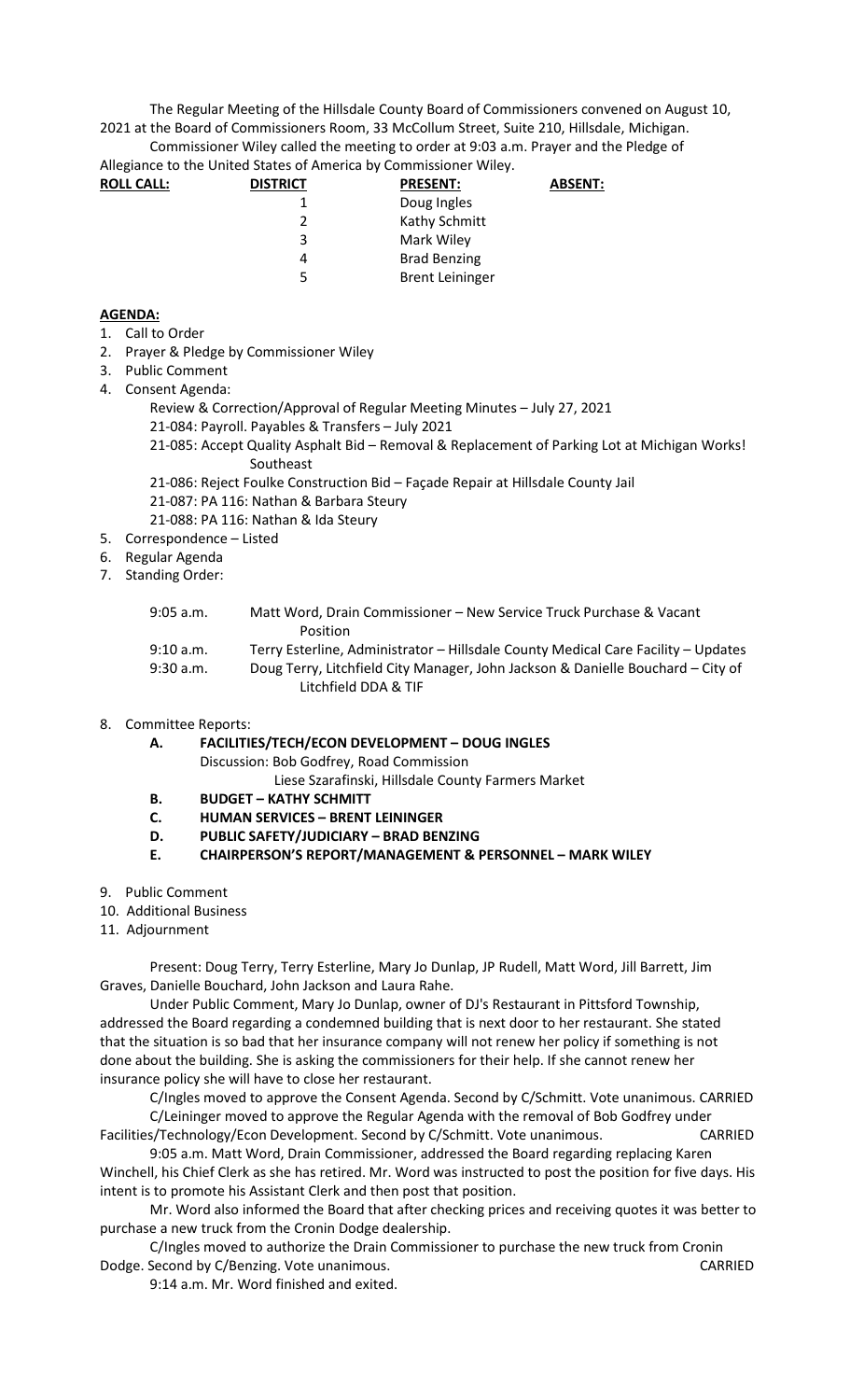The Regular Meeting of the Hillsdale County Board of Commissioners convened on August 10, 2021 at the Board of Commissioners Room, 33 McCollum Street, Suite 210, Hillsdale, Michigan.

Commissioner Wiley called the meeting to order at 9:03 a.m. Prayer and the Pledge of Allegiance to the United States of America by Commissioner Wiley.

| **ROLL CALL:** | **DISTRICT** | **PRESENT:** | **ABSENT:** |
|---|---|---|---|
| | 1 | Doug Ingles | |
| | 2 | Kathy Schmitt | |
| | 3 | Mark Wiley | |
| | 4 | Brad Benzing | |
| | 5 | Brent Leininger | |

**AGENDA:**

1. Call to Order
2. Prayer & Pledge by Commissioner Wiley
3. Public Comment
4. Consent Agenda:
   - Review & Correction/Approval of Regular Meeting Minutes – July 27, 2021
   - 21-084: Payroll. Payables & Transfers – July 2021
   - 21-085: Accept Quality Asphalt Bid – Removal & Replacement of Parking Lot at Michigan Works! Southeast
   - 21-086: Reject Foulke Construction Bid – Façade Repair at Hillsdale County Jail
   - 21-087: PA 116: Nathan & Barbara Steury
   - 21-088: PA 116: Nathan & Ida Steury
5. Correspondence – Listed
6. Regular Agenda
7. Standing Order:

| | |
|---|---|
| 9:05 a.m. | Matt Word, Drain Commissioner – New Service Truck Purchase & Vacant Position |
| 9:10 a.m. | Terry Esterline, Administrator – Hillsdale County Medical Care Facility – Updates |
| 9:30 a.m. | Doug Terry, Litchfield City Manager, John Jackson & Danielle Bouchard – City of Litchfield DDA & TIF |

8. Committee Reports:
   - **A. FACILITIES/TECH/ECON DEVELOPMENT – DOUG INGLES**
     - Discussion: Bob Godfrey, Road Commission
     - Liese Szarafinski, Hillsdale County Farmers Market
   - **B. BUDGET – KATHY SCHMITT**
   - **C. HUMAN SERVICES – BRENT LEININGER**
   - **D. PUBLIC SAFETY/JUDICIARY – BRAD BENZING**
   - **E. CHAIRPERSON'S REPORT/MANAGEMENT & PERSONNEL – MARK WILEY**
9. Public Comment
10. Additional Business
11. Adjournment

Present: Doug Terry, Terry Esterline, Mary Jo Dunlap, JP Rudell, Matt Word, Jill Barrett, Jim Graves, Danielle Bouchard, John Jackson and Laura Rahe.

Under Public Comment, Mary Jo Dunlap, owner of DJ's Restaurant in Pittsford Township, addressed the Board regarding a condemned building that is next door to her restaurant. She stated that the situation is so bad that her insurance company will not renew her policy if something is not done about the building. She is asking the commissioners for their help. If she cannot renew her insurance policy she will have to close her restaurant.

C/Ingles moved to approve the Consent Agenda. Second by C/Schmitt. Vote unanimous. CARRIED

C/Leininger moved to approve the Regular Agenda with the removal of Bob Godfrey under Facilities/Technology/Econ Development. Second by C/Schmitt. Vote unanimous. CARRIED

9:05 a.m. Matt Word, Drain Commissioner, addressed the Board regarding replacing Karen Winchell, his Chief Clerk as she has retired. Mr. Word was instructed to post the position for five days. His intent is to promote his Assistant Clerk and then post that position.

Mr. Word also informed the Board that after checking prices and receiving quotes it was better to purchase a new truck from the Cronin Dodge dealership.

C/Ingles moved to authorize the Drain Commissioner to purchase the new truck from Cronin Dodge. Second by C/Benzing. Vote unanimous. CARRIED

9:14 a.m. Mr. Word finished and exited.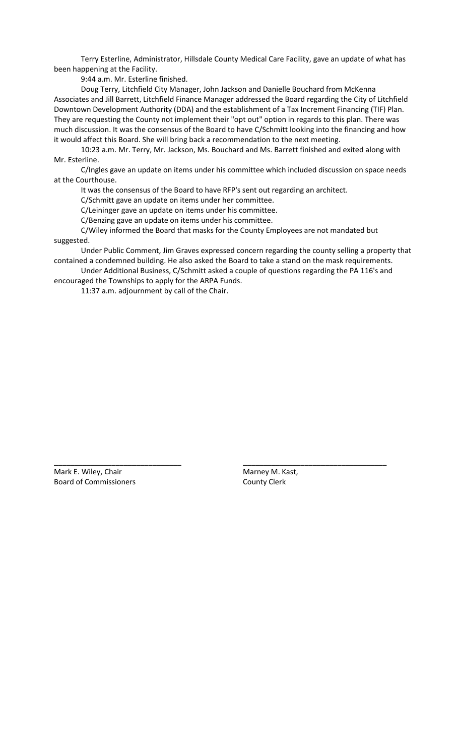Terry Esterline, Administrator, Hillsdale County Medical Care Facility, gave an update of what has been happening at the Facility.

9:44 a.m. Mr. Esterline finished.

Doug Terry, Litchfield City Manager, John Jackson and Danielle Bouchard from McKenna Associates and Jill Barrett, Litchfield Finance Manager addressed the Board regarding the City of Litchfield Downtown Development Authority (DDA) and the establishment of a Tax Increment Financing (TIF) Plan. They are requesting the County not implement their "opt out" option in regards to this plan. There was much discussion. It was the consensus of the Board to have C/Schmitt looking into the financing and how it would affect this Board. She will bring back a recommendation to the next meeting.

10:23 a.m. Mr. Terry, Mr. Jackson, Ms. Bouchard and Ms. Barrett finished and exited along with Mr. Esterline.

C/Ingles gave an update on items under his committee which included discussion on space needs at the Courthouse.

It was the consensus of the Board to have RFP's sent out regarding an architect.

C/Schmitt gave an update on items under her committee.

C/Leininger gave an update on items under his committee.

C/Benzing gave an update on items under his committee.

C/Wiley informed the Board that masks for the County Employees are not mandated but suggested.

Under Public Comment, Jim Graves expressed concern regarding the county selling a property that contained a condemned building. He also asked the Board to take a stand on the mask requirements.

Under Additional Business, C/Schmitt asked a couple of questions regarding the PA 116's and encouraged the Townships to apply for the ARPA Funds.

11:37 a.m. adjournment by call of the Chair.

\_\_\_\_\_\_\_\_\_\_\_\_\_\_\_\_\_\_\_\_\_\_\_\_\_\_\_\_\_\_
Mark E. Wiley, Chair
Board of Commissioners

\_\_\_\_\_\_\_\_\_\_\_\_\_\_\_\_\_\_\_\_\_\_\_\_\_\_\_\_\_\_
Marney M. Kast,
County Clerk